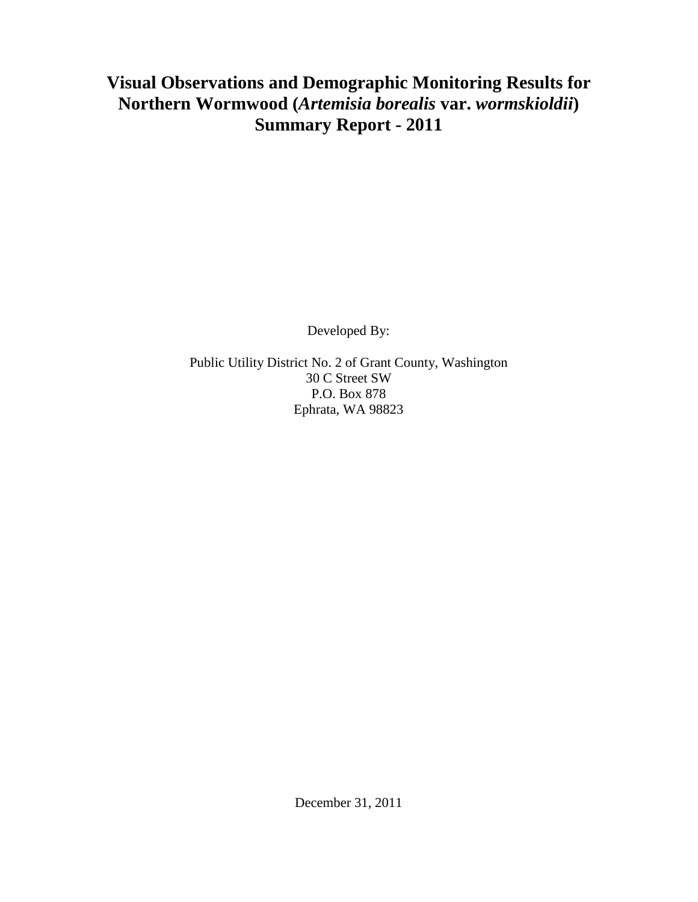# Visual Observations and Demographic Monitoring Results for Northern Wormwood (*Artemisia borealis* var. *wormskioldii*) Summary Report - 2011

Developed By:

Public Utility District No. 2 of Grant County, Washington
30 C Street SW
P.O. Box 878
Ephrata, WA 98823

December 31, 2011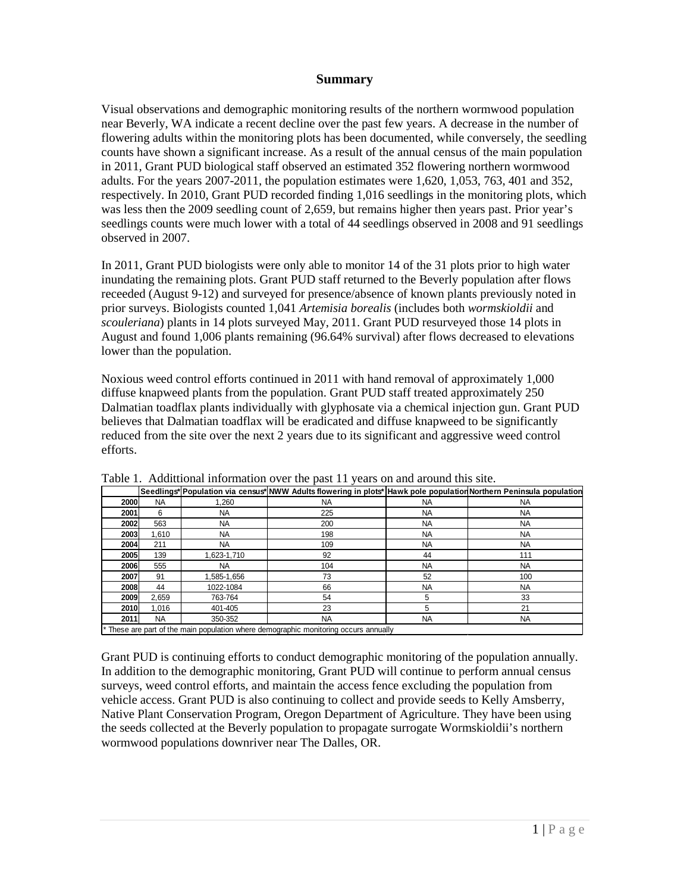# Summary

Visual observations and demographic monitoring results of the northern wormwood population near Beverly, WA indicate a recent decline over the past few years. A decrease in the number of flowering adults within the monitoring plots has been documented, while conversely, the seedling counts have shown a significant increase. As a result of the annual census of the main population in 2011, Grant PUD biological staff observed an estimated 352 flowering northern wormwood adults. For the years 2007-2011, the population estimates were 1,620, 1,053, 763, 401 and 352, respectively. In 2010, Grant PUD recorded finding 1,016 seedlings in the monitoring plots, which was less then the 2009 seedling count of 2,659, but remains higher then years past. Prior year's seedlings counts were much lower with a total of 44 seedlings observed in 2008 and 91 seedlings observed in 2007.

In 2011, Grant PUD biologists were only able to monitor 14 of the 31 plots prior to high water inundating the remaining plots. Grant PUD staff returned to the Beverly population after flows receeded (August 9-12) and surveyed for presence/absence of known plants previously noted in prior surveys. Biologists counted 1,041 *Artemisia borealis* (includes both *wormskioldii* and *scouleriana*) plants in 14 plots surveyed May, 2011. Grant PUD resurveyed those 14 plots in August and found 1,006 plants remaining (96.64% survival) after flows decreased to elevations lower than the population.

Noxious weed control efforts continued in 2011 with hand removal of approximately 1,000 diffuse knapweed plants from the population. Grant PUD staff treated approximately 250 Dalmatian toadflax plants individually with glyphosate via a chemical injection gun. Grant PUD believes that Dalmatian toadflax will be eradicated and diffuse knapweed to be significantly reduced from the site over the next 2 years due to its significant and aggressive weed control efforts.

Table 1. Addittional information over the past 11 years on and around this site.

| | Seedlings* | Population via census* | NWW Adults flowering in plots* | Hawk pole population | Northern Peninsula population |
|---|---|---|---|---|---|
| 2000 | NA | 1,260 | NA | NA | NA |
| 2001 | 6 | NA | 225 | NA | NA |
| 2002 | 563 | NA | 200 | NA | NA |
| 2003 | 1,610 | NA | 198 | NA | NA |
| 2004 | 211 | NA | 109 | NA | NA |
| 2005 | 139 | 1,623-1,710 | 92 | 44 | 111 |
| 2006 | 555 | NA | 104 | NA | NA |
| 2007 | 91 | 1,585-1,656 | 73 | 52 | 100 |
| 2008 | 44 | 1022-1084 | 66 | NA | NA |
| 2009 | 2,659 | 763-764 | 54 | 5 | 33 |
| 2010 | 1,016 | 401-405 | 23 | 5 | 21 |
| 2011 | NA | 350-352 | NA | NA | NA |

\* These are part of the main population where demographic monitoring occurs annually

Grant PUD is continuing efforts to conduct demographic monitoring of the population annually. In addition to the demographic monitoring, Grant PUD will continue to perform annual census surveys, weed control efforts, and maintain the access fence excluding the population from vehicle access. Grant PUD is also continuing to collect and provide seeds to Kelly Amsberry, Native Plant Conservation Program, Oregon Department of Agriculture. They have been using the seeds collected at the Beverly population to propagate surrogate Wormskioldii's northern wormwood populations downriver near The Dalles, OR.